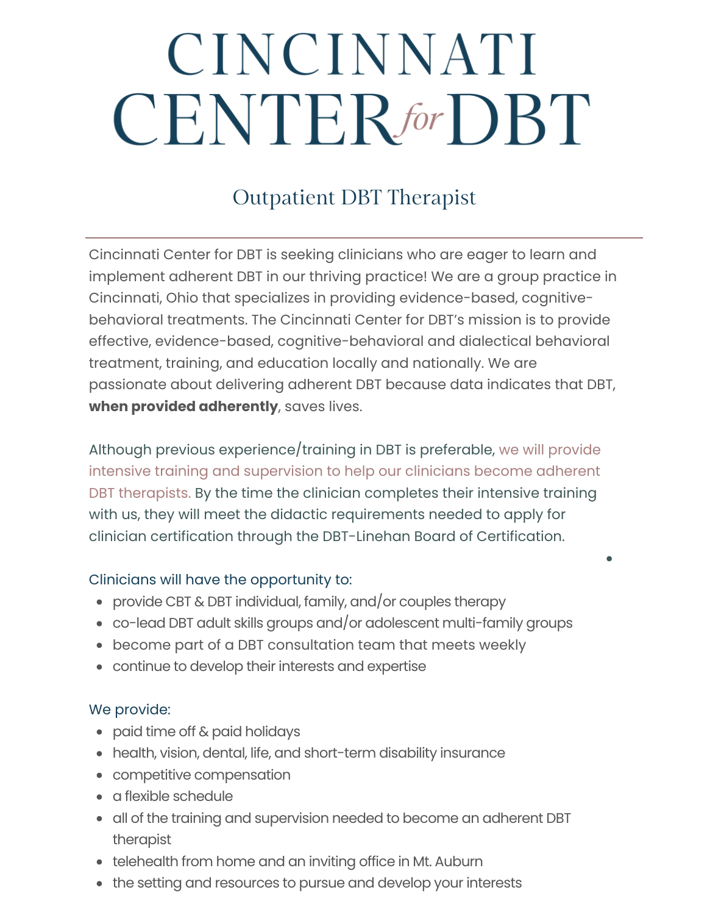# CINCINNATI CENTER *for* DBT

## Outpatient DBT Therapist

---

Cincinnati Center for DBT is seeking clinicians who are eager to learn and implement adherent DBT in our thriving practice! We are a group practice in Cincinnati, Ohio that specializes in providing evidence-based, cognitive-behavioral treatments. The Cincinnati Center for DBT's mission is to provide effective, evidence-based, cognitive-behavioral and dialectical behavioral treatment, training, and education locally and nationally. We are passionate about delivering adherent DBT because data indicates that DBT, **when provided adherently**, saves lives.

Although previous experience/training in DBT is preferable, we will provide intensive training and supervision to help our clinicians become adherent DBT therapists. By the time the clinician completes their intensive training with us, they will meet the didactic requirements needed to apply for clinician certification through the DBT-Linehan Board of Certification.

Clinicians will have the opportunity to:

- provide CBT & DBT individual, family, and/or couples therapy
- co-lead DBT adult skills groups and/or adolescent multi-family groups
- become part of a DBT consultation team that meets weekly
- continue to develop their interests and expertise

We provide:

- paid time off & paid holidays
- health, vision, dental, life, and short-term disability insurance
- competitive compensation
- a flexible schedule
- all of the training and supervision needed to become an adherent DBT therapist
- telehealth from home and an inviting office in Mt. Auburn
- the setting and resources to pursue and develop your interests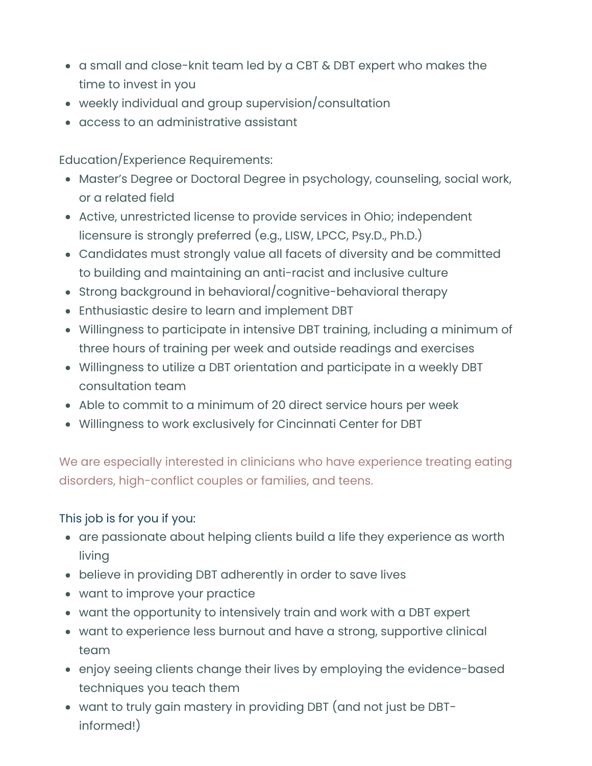- a small and close-knit team led by a CBT & DBT expert who makes the time to invest in you
- weekly individual and group supervision/consultation
- access to an administrative assistant

Education/Experience Requirements:

- Master's Degree or Doctoral Degree in psychology, counseling, social work, or a related field
- Active, unrestricted license to provide services in Ohio; independent licensure is strongly preferred (e.g., LISW, LPCC, Psy.D., Ph.D.)
- Candidates must strongly value all facets of diversity and be committed to building and maintaining an anti-racist and inclusive culture
- Strong background in behavioral/cognitive-behavioral therapy
- Enthusiastic desire to learn and implement DBT
- Willingness to participate in intensive DBT training, including a minimum of three hours of training per week and outside readings and exercises
- Willingness to utilize a DBT orientation and participate in a weekly DBT consultation team
- Able to commit to a minimum of 20 direct service hours per week
- Willingness to work exclusively for Cincinnati Center for DBT

We are especially interested in clinicians who have experience treating eating disorders, high-conflict couples or families, and teens.

This job is for you if you:

- are passionate about helping clients build a life they experience as worth living
- believe in providing DBT adherently in order to save lives
- want to improve your practice
- want the opportunity to intensively train and work with a DBT expert
- want to experience less burnout and have a strong, supportive clinical team
- enjoy seeing clients change their lives by employing the evidence-based techniques you teach them
- want to truly gain mastery in providing DBT (and not just be DBT-informed!)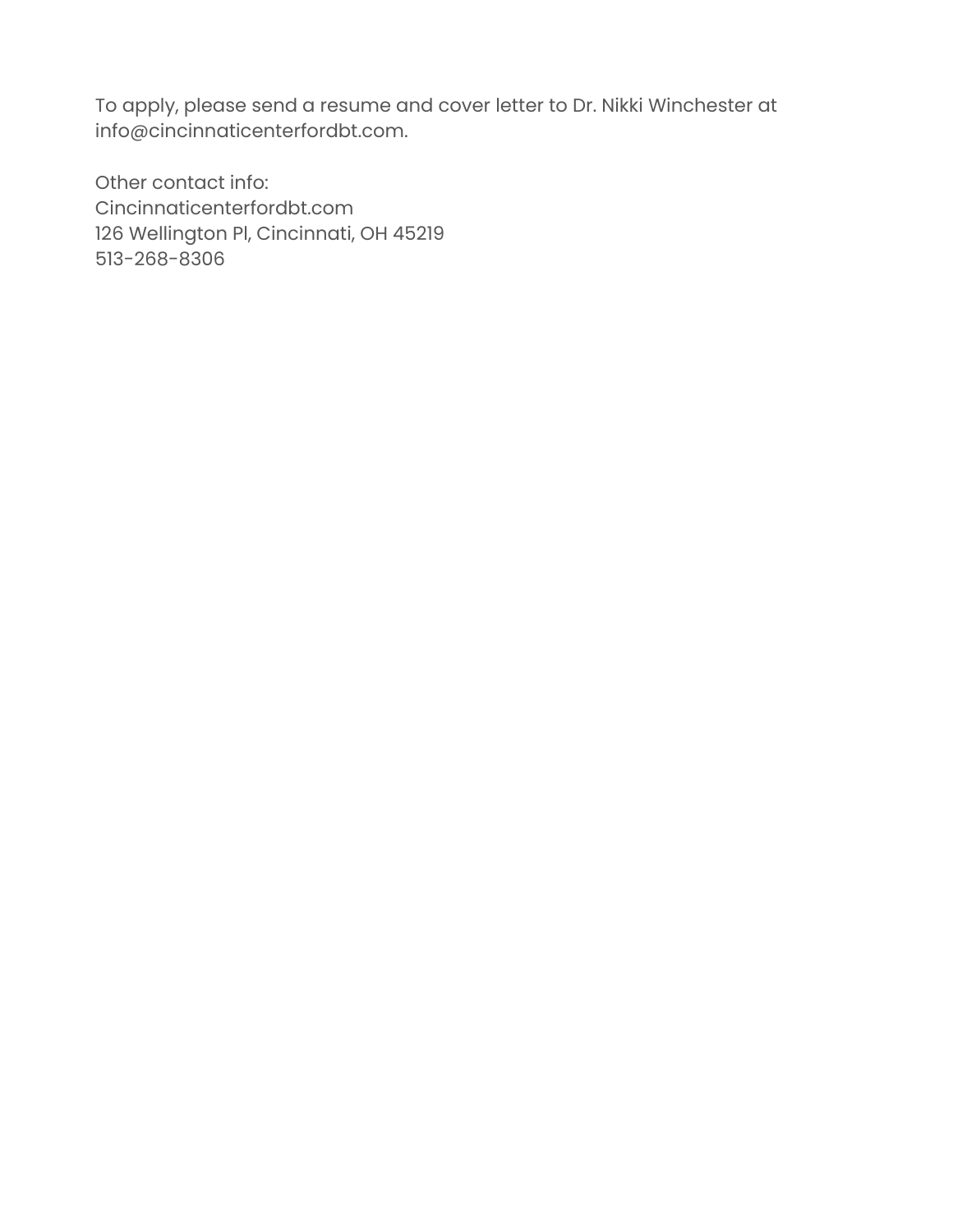To apply, please send a resume and cover letter to Dr. Nikki Winchester at info@cincinnaticenterfordbt.com.

Other contact info:
Cincinnaticenterfordbt.com
126 Wellington Pl, Cincinnati, OH 45219
513-268-8306